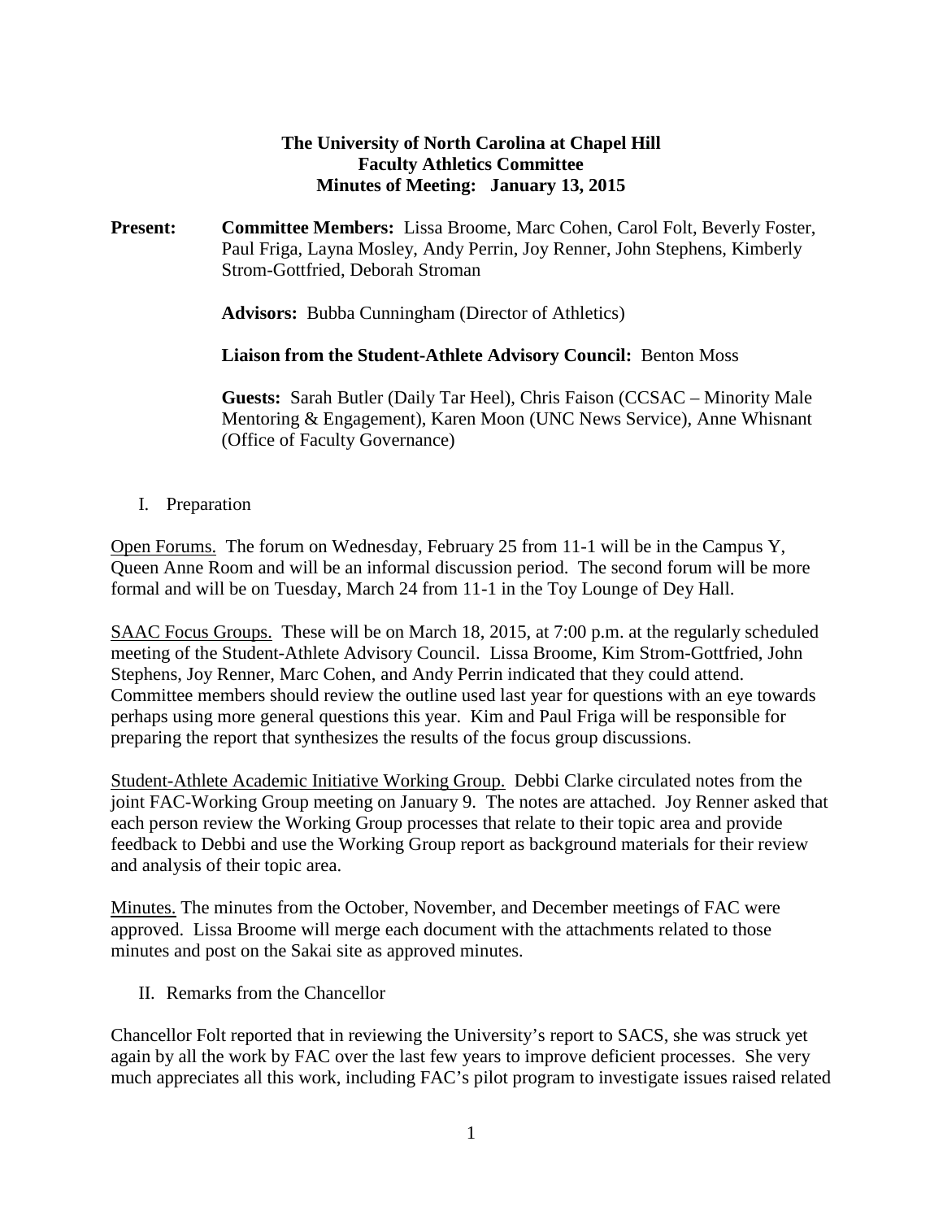**The University of North Carolina at Chapel Hill**
**Faculty Athletics Committee**
**Minutes of Meeting: January 13, 2015**

**Present:** **Committee Members:** Lissa Broome, Marc Cohen, Carol Folt, Beverly Foster, Paul Friga, Layna Mosley, Andy Perrin, Joy Renner, John Stephens, Kimberly Strom-Gottfried, Deborah Stroman

**Advisors:** Bubba Cunningham (Director of Athletics)

**Liaison from the Student-Athlete Advisory Council:** Benton Moss

**Guests:** Sarah Butler (Daily Tar Heel), Chris Faison (CCSAC – Minority Male Mentoring & Engagement), Karen Moon (UNC News Service), Anne Whisnant (Office of Faculty Governance)

I. Preparation

Open Forums. The forum on Wednesday, February 25 from 11-1 will be in the Campus Y, Queen Anne Room and will be an informal discussion period. The second forum will be more formal and will be on Tuesday, March 24 from 11-1 in the Toy Lounge of Dey Hall.

SAAC Focus Groups. These will be on March 18, 2015, at 7:00 p.m. at the regularly scheduled meeting of the Student-Athlete Advisory Council. Lissa Broome, Kim Strom-Gottfried, John Stephens, Joy Renner, Marc Cohen, and Andy Perrin indicated that they could attend. Committee members should review the outline used last year for questions with an eye towards perhaps using more general questions this year. Kim and Paul Friga will be responsible for preparing the report that synthesizes the results of the focus group discussions.

Student-Athlete Academic Initiative Working Group. Debbi Clarke circulated notes from the joint FAC-Working Group meeting on January 9. The notes are attached. Joy Renner asked that each person review the Working Group processes that relate to their topic area and provide feedback to Debbi and use the Working Group report as background materials for their review and analysis of their topic area.

Minutes. The minutes from the October, November, and December meetings of FAC were approved. Lissa Broome will merge each document with the attachments related to those minutes and post on the Sakai site as approved minutes.

II. Remarks from the Chancellor

Chancellor Folt reported that in reviewing the University's report to SACS, she was struck yet again by all the work by FAC over the last few years to improve deficient processes. She very much appreciates all this work, including FAC's pilot program to investigate issues raised related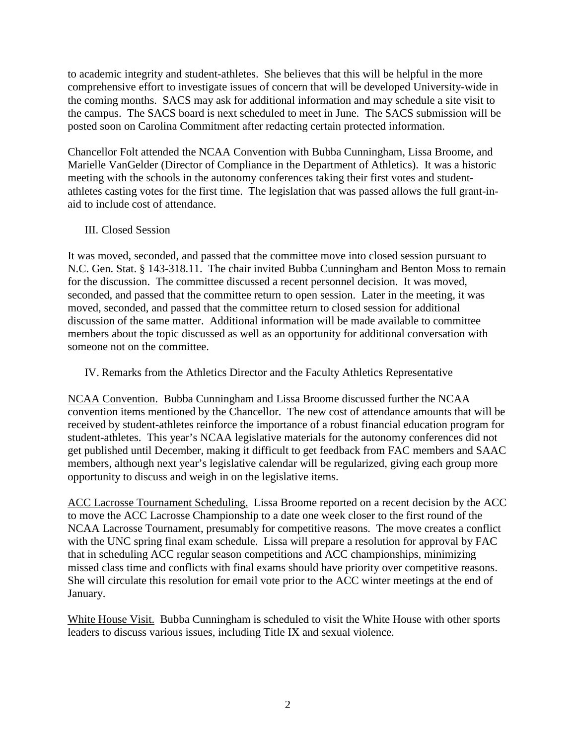to academic integrity and student-athletes. She believes that this will be helpful in the more comprehensive effort to investigate issues of concern that will be developed University-wide in the coming months. SACS may ask for additional information and may schedule a site visit to the campus. The SACS board is next scheduled to meet in June. The SACS submission will be posted soon on Carolina Commitment after redacting certain protected information.

Chancellor Folt attended the NCAA Convention with Bubba Cunningham, Lissa Broome, and Marielle VanGelder (Director of Compliance in the Department of Athletics). It was a historic meeting with the schools in the autonomy conferences taking their first votes and student-athletes casting votes for the first time. The legislation that was passed allows the full grant-in-aid to include cost of attendance.

III. Closed Session

It was moved, seconded, and passed that the committee move into closed session pursuant to N.C. Gen. Stat. § 143-318.11. The chair invited Bubba Cunningham and Benton Moss to remain for the discussion. The committee discussed a recent personnel decision. It was moved, seconded, and passed that the committee return to open session. Later in the meeting, it was moved, seconded, and passed that the committee return to closed session for additional discussion of the same matter. Additional information will be made available to committee members about the topic discussed as well as an opportunity for additional conversation with someone not on the committee.

IV. Remarks from the Athletics Director and the Faculty Athletics Representative

NCAA Convention. Bubba Cunningham and Lissa Broome discussed further the NCAA convention items mentioned by the Chancellor. The new cost of attendance amounts that will be received by student-athletes reinforce the importance of a robust financial education program for student-athletes. This year's NCAA legislative materials for the autonomy conferences did not get published until December, making it difficult to get feedback from FAC members and SAAC members, although next year's legislative calendar will be regularized, giving each group more opportunity to discuss and weigh in on the legislative items.

ACC Lacrosse Tournament Scheduling. Lissa Broome reported on a recent decision by the ACC to move the ACC Lacrosse Championship to a date one week closer to the first round of the NCAA Lacrosse Tournament, presumably for competitive reasons. The move creates a conflict with the UNC spring final exam schedule. Lissa will prepare a resolution for approval by FAC that in scheduling ACC regular season competitions and ACC championships, minimizing missed class time and conflicts with final exams should have priority over competitive reasons. She will circulate this resolution for email vote prior to the ACC winter meetings at the end of January.

White House Visit. Bubba Cunningham is scheduled to visit the White House with other sports leaders to discuss various issues, including Title IX and sexual violence.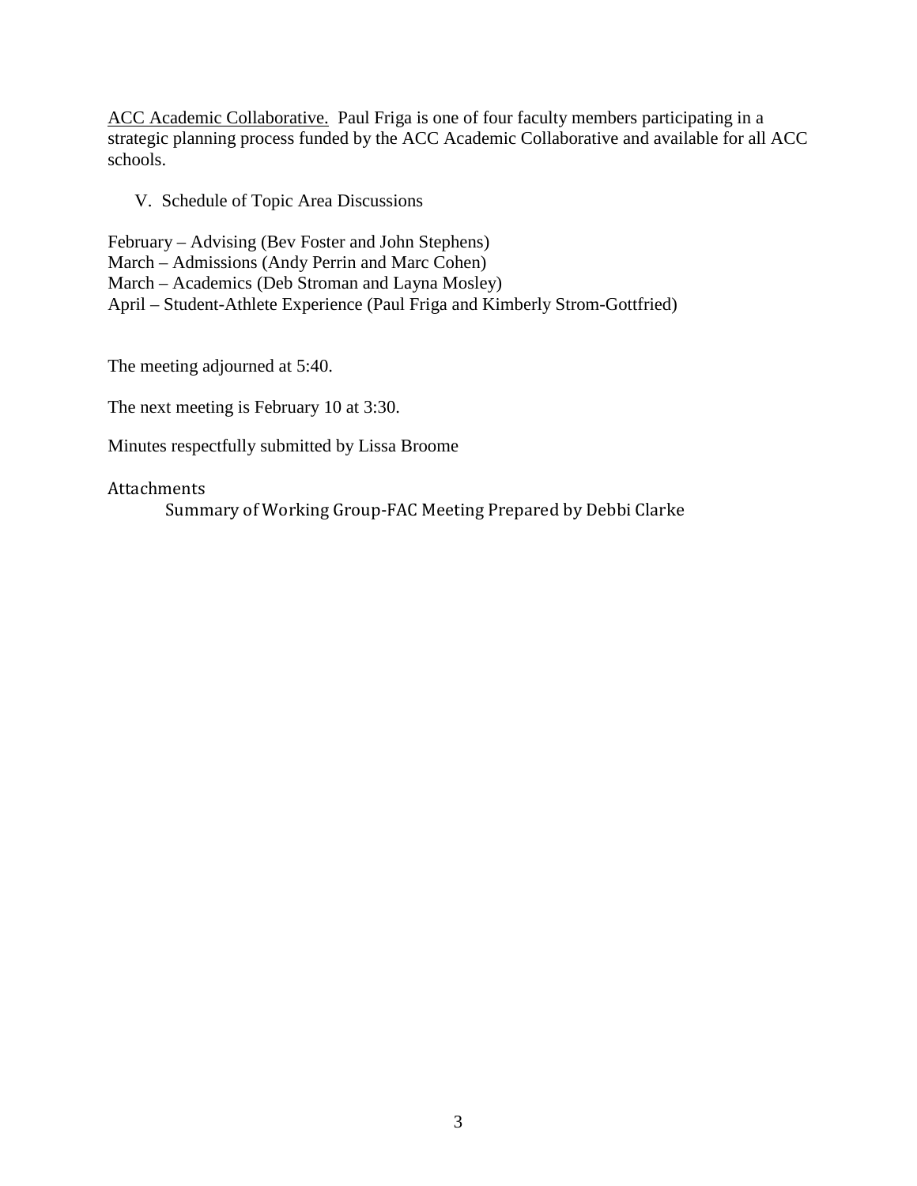<u>ACC Academic Collaborative.</u> Paul Friga is one of four faculty members participating in a strategic planning process funded by the ACC Academic Collaborative and available for all ACC schools.

## V. Schedule of Topic Area Discussions

February – Advising (Bev Foster and John Stephens)
March – Admissions (Andy Perrin and Marc Cohen)
March – Academics (Deb Stroman and Layna Mosley)
April – Student-Athlete Experience (Paul Friga and Kimberly Strom-Gottfried)

The meeting adjourned at 5:40.

The next meeting is February 10 at 3:30.

Minutes respectfully submitted by Lissa Broome

Attachments

Summary of Working Group-FAC Meeting Prepared by Debbi Clarke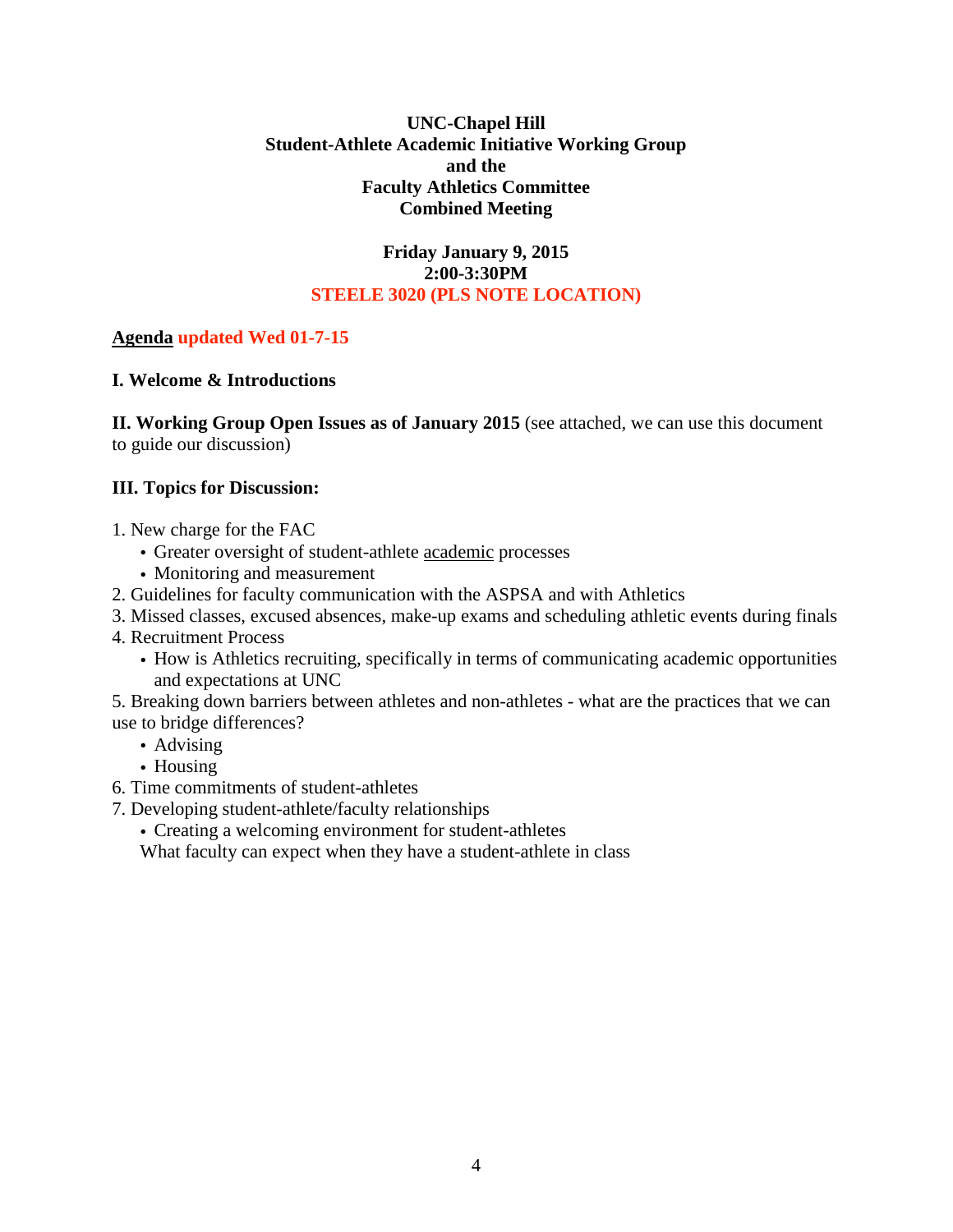**UNC-Chapel Hill**
**Student-Athlete Academic Initiative Working Group**
**and the**
**Faculty Athletics Committee**
**Combined Meeting**

**Friday January 9, 2015**
**2:00-3:30PM**
**STEELE 3020 (PLS NOTE LOCATION)**

**<u>Agenda</u> updated Wed 01-7-15**

**I. Welcome & Introductions**

**II. Working Group Open Issues as of January 2015** (see attached, we can use this document to guide our discussion)

**III. Topics for Discussion:**

1. New charge for the FAC
    - Greater oversight of student-athlete <u>academic</u> processes
    - Monitoring and measurement
2. Guidelines for faculty communication with the ASPSA and with Athletics
3. Missed classes, excused absences, make-up exams and scheduling athletic events during finals
4. Recruitment Process
    - How is Athletics recruiting, specifically in terms of communicating academic opportunities and expectations at UNC
5. Breaking down barriers between athletes and non-athletes - what are the practices that we can use to bridge differences?
    - Advising
    - Housing
6. Time commitments of student-athletes
7. Developing student-athlete/faculty relationships
    - Creating a welcoming environment for student-athletes

   What faculty can expect when they have a student-athlete in class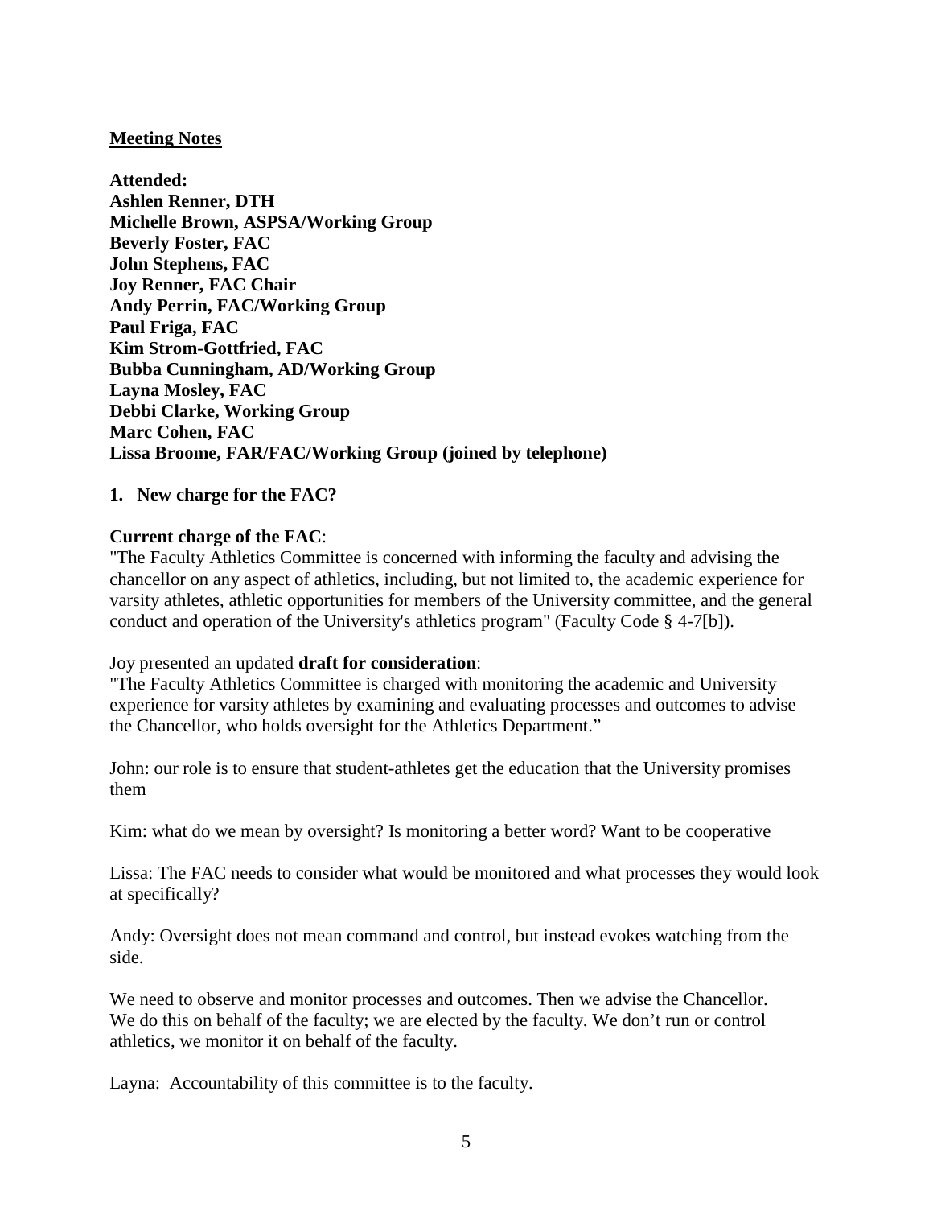**Meeting Notes**

**Attended:**
**Ashlen Renner, DTH**
**Michelle Brown, ASPSA/Working Group**
**Beverly Foster, FAC**
**John Stephens, FAC**
**Joy Renner, FAC Chair**
**Andy Perrin, FAC/Working Group**
**Paul Friga, FAC**
**Kim Strom-Gottfried, FAC**
**Bubba Cunningham, AD/Working Group**
**Layna Mosley, FAC**
**Debbi Clarke, Working Group**
**Marc Cohen, FAC**
**Lissa Broome, FAR/FAC/Working Group (joined by telephone)**

**1. New charge for the FAC?**

**Current charge of the FAC**:
"The Faculty Athletics Committee is concerned with informing the faculty and advising the chancellor on any aspect of athletics, including, but not limited to, the academic experience for varsity athletes, athletic opportunities for members of the University committee, and the general conduct and operation of the University's athletics program" (Faculty Code § 4-7[b]).

Joy presented an updated **draft for consideration**:
"The Faculty Athletics Committee is charged with monitoring the academic and University experience for varsity athletes by examining and evaluating processes and outcomes to advise the Chancellor, who holds oversight for the Athletics Department."

John: our role is to ensure that student-athletes get the education that the University promises them

Kim: what do we mean by oversight? Is monitoring a better word? Want to be cooperative

Lissa: The FAC needs to consider what would be monitored and what processes they would look at specifically?

Andy: Oversight does not mean command and control, but instead evokes watching from the side.

We need to observe and monitor processes and outcomes. Then we advise the Chancellor. We do this on behalf of the faculty; we are elected by the faculty. We don't run or control athletics, we monitor it on behalf of the faculty.

Layna: Accountability of this committee is to the faculty.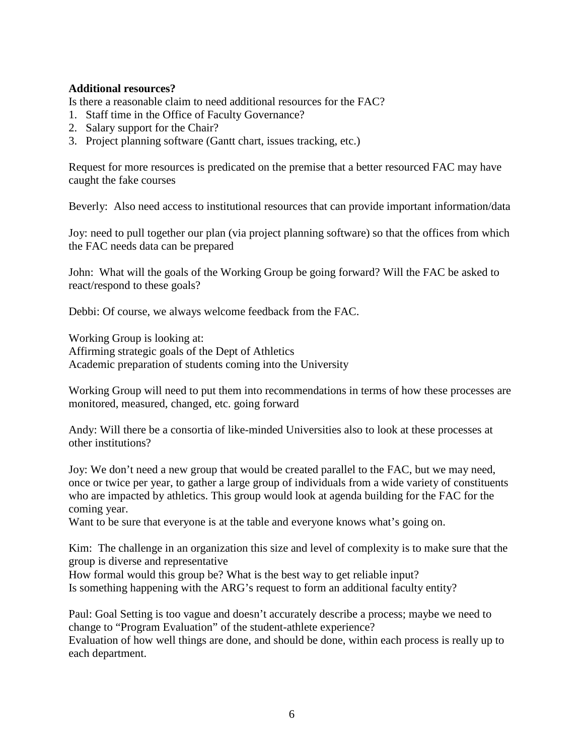**Additional resources?**

Is there a reasonable claim to need additional resources for the FAC?

1. Staff time in the Office of Faculty Governance?
2. Salary support for the Chair?
3. Project planning software (Gantt chart, issues tracking, etc.)

Request for more resources is predicated on the premise that a better resourced FAC may have caught the fake courses

Beverly: Also need access to institutional resources that can provide important information/data

Joy: need to pull together our plan (via project planning software) so that the offices from which the FAC needs data can be prepared

John: What will the goals of the Working Group be going forward? Will the FAC be asked to react/respond to these goals?

Debbi: Of course, we always welcome feedback from the FAC.

Working Group is looking at:
Affirming strategic goals of the Dept of Athletics
Academic preparation of students coming into the University

Working Group will need to put them into recommendations in terms of how these processes are monitored, measured, changed, etc. going forward

Andy: Will there be a consortia of like-minded Universities also to look at these processes at other institutions?

Joy: We don't need a new group that would be created parallel to the FAC, but we may need, once or twice per year, to gather a large group of individuals from a wide variety of constituents who are impacted by athletics. This group would look at agenda building for the FAC for the coming year.
Want to be sure that everyone is at the table and everyone knows what's going on.

Kim: The challenge in an organization this size and level of complexity is to make sure that the group is diverse and representative
How formal would this group be? What is the best way to get reliable input?
Is something happening with the ARG's request to form an additional faculty entity?

Paul: Goal Setting is too vague and doesn't accurately describe a process; maybe we need to change to "Program Evaluation" of the student-athlete experience?
Evaluation of how well things are done, and should be done, within each process is really up to each department.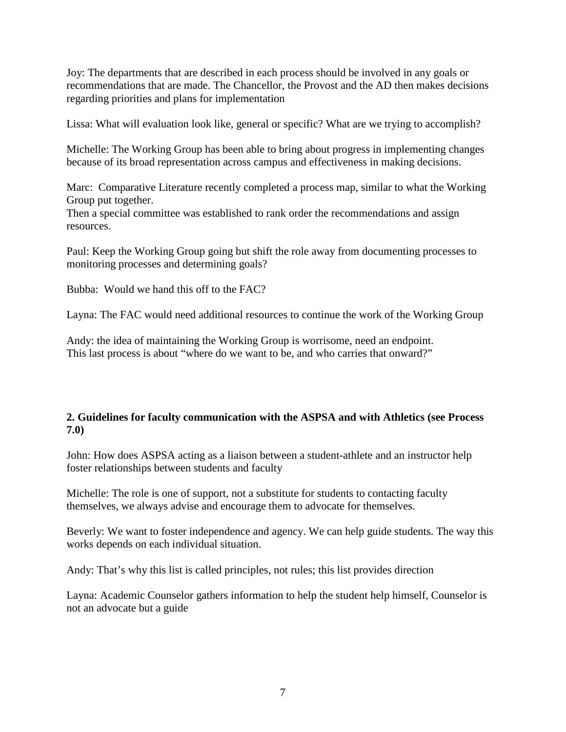Joy: The departments that are described in each process should be involved in any goals or recommendations that are made. The Chancellor, the Provost and the AD then makes decisions regarding priorities and plans for implementation

Lissa: What will evaluation look like, general or specific? What are we trying to accomplish?

Michelle: The Working Group has been able to bring about progress in implementing changes because of its broad representation across campus and effectiveness in making decisions.

Marc: Comparative Literature recently completed a process map, similar to what the Working Group put together.
Then a special committee was established to rank order the recommendations and assign resources.

Paul: Keep the Working Group going but shift the role away from documenting processes to monitoring processes and determining goals?

Bubba: Would we hand this off to the FAC?

Layna: The FAC would need additional resources to continue the work of the Working Group

Andy: the idea of maintaining the Working Group is worrisome, need an endpoint.
This last process is about "where do we want to be, and who carries that onward?"

**2. Guidelines for faculty communication with the ASPSA and with Athletics (see Process 7.0)**

John: How does ASPSA acting as a liaison between a student-athlete and an instructor help foster relationships between students and faculty

Michelle: The role is one of support, not a substitute for students to contacting faculty themselves, we always advise and encourage them to advocate for themselves.

Beverly: We want to foster independence and agency. We can help guide students. The way this works depends on each individual situation.

Andy: That's why this list is called principles, not rules; this list provides direction

Layna: Academic Counselor gathers information to help the student help himself, Counselor is not an advocate but a guide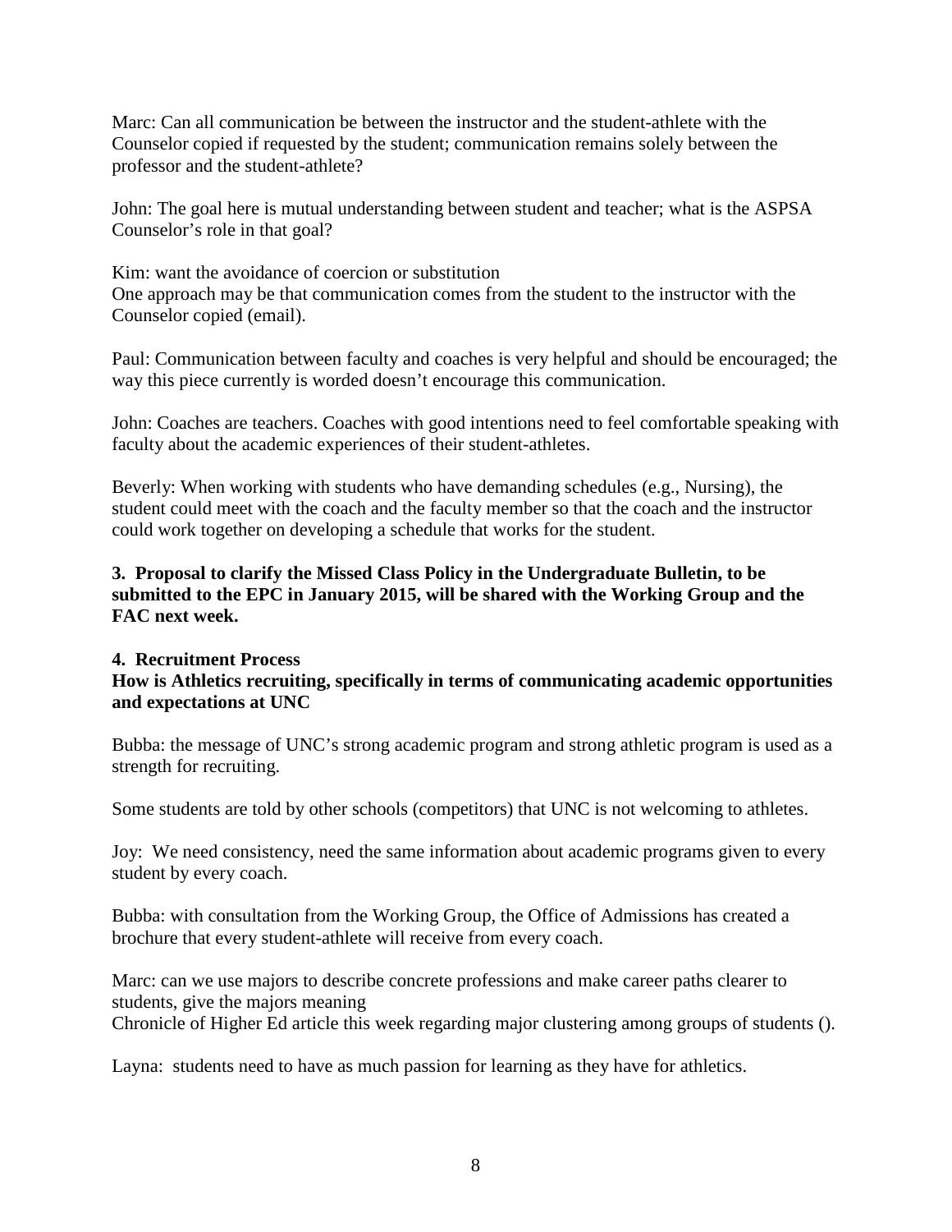Marc: Can all communication be between the instructor and the student-athlete with the Counselor copied if requested by the student; communication remains solely between the professor and the student-athlete?

John: The goal here is mutual understanding between student and teacher; what is the ASPSA Counselor's role in that goal?

Kim: want the avoidance of coercion or substitution
One approach may be that communication comes from the student to the instructor with the Counselor copied (email).

Paul: Communication between faculty and coaches is very helpful and should be encouraged; the way this piece currently is worded doesn't encourage this communication.

John: Coaches are teachers. Coaches with good intentions need to feel comfortable speaking with faculty about the academic experiences of their student-athletes.

Beverly: When working with students who have demanding schedules (e.g., Nursing), the student could meet with the coach and the faculty member so that the coach and the instructor could work together on developing a schedule that works for the student.

**3. Proposal to clarify the Missed Class Policy in the Undergraduate Bulletin, to be submitted to the EPC in January 2015, will be shared with the Working Group and the FAC next week.**

**4. Recruitment Process**
**How is Athletics recruiting, specifically in terms of communicating academic opportunities and expectations at UNC**

Bubba: the message of UNC's strong academic program and strong athletic program is used as a strength for recruiting.

Some students are told by other schools (competitors) that UNC is not welcoming to athletes.

Joy: We need consistency, need the same information about academic programs given to every student by every coach.

Bubba: with consultation from the Working Group, the Office of Admissions has created a brochure that every student-athlete will receive from every coach.

Marc: can we use majors to describe concrete professions and make career paths clearer to students, give the majors meaning
Chronicle of Higher Ed article this week regarding major clustering among groups of students ().

Layna: students need to have as much passion for learning as they have for athletics.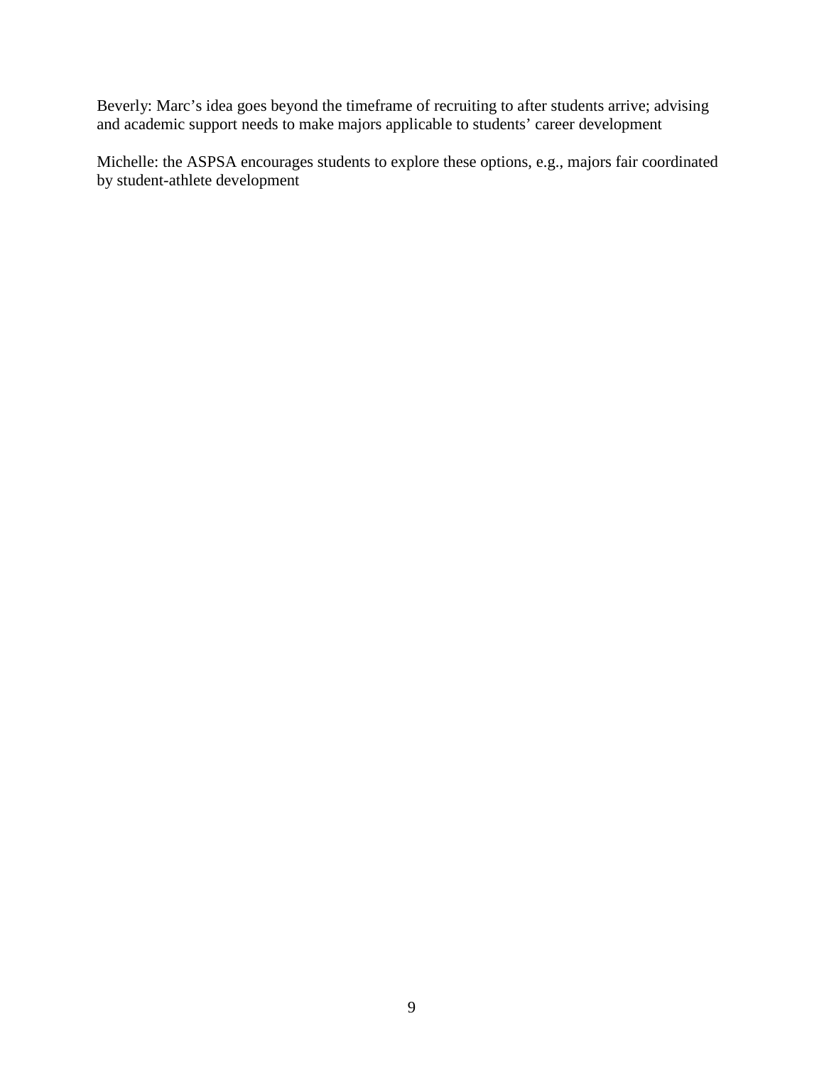Beverly: Marc's idea goes beyond the timeframe of recruiting to after students arrive; advising and academic support needs to make majors applicable to students' career development

Michelle: the ASPSA encourages students to explore these options, e.g., majors fair coordinated by student-athlete development